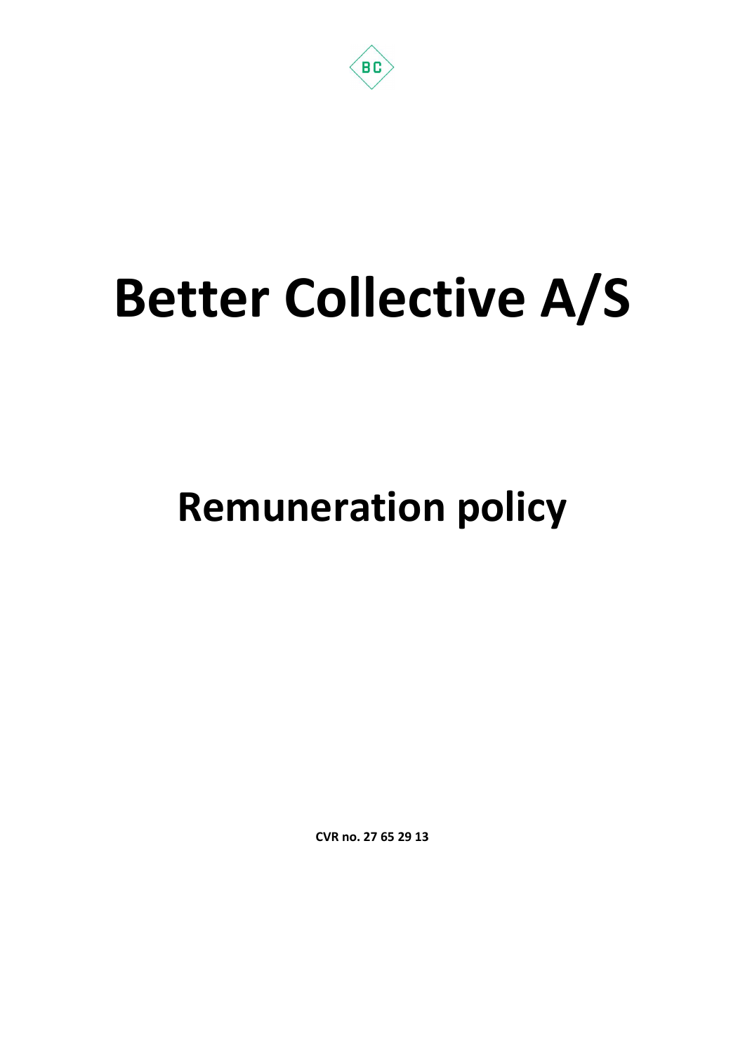# Better Collective A/S

## Remuneration policy

**CVR no. 27 65 29 13**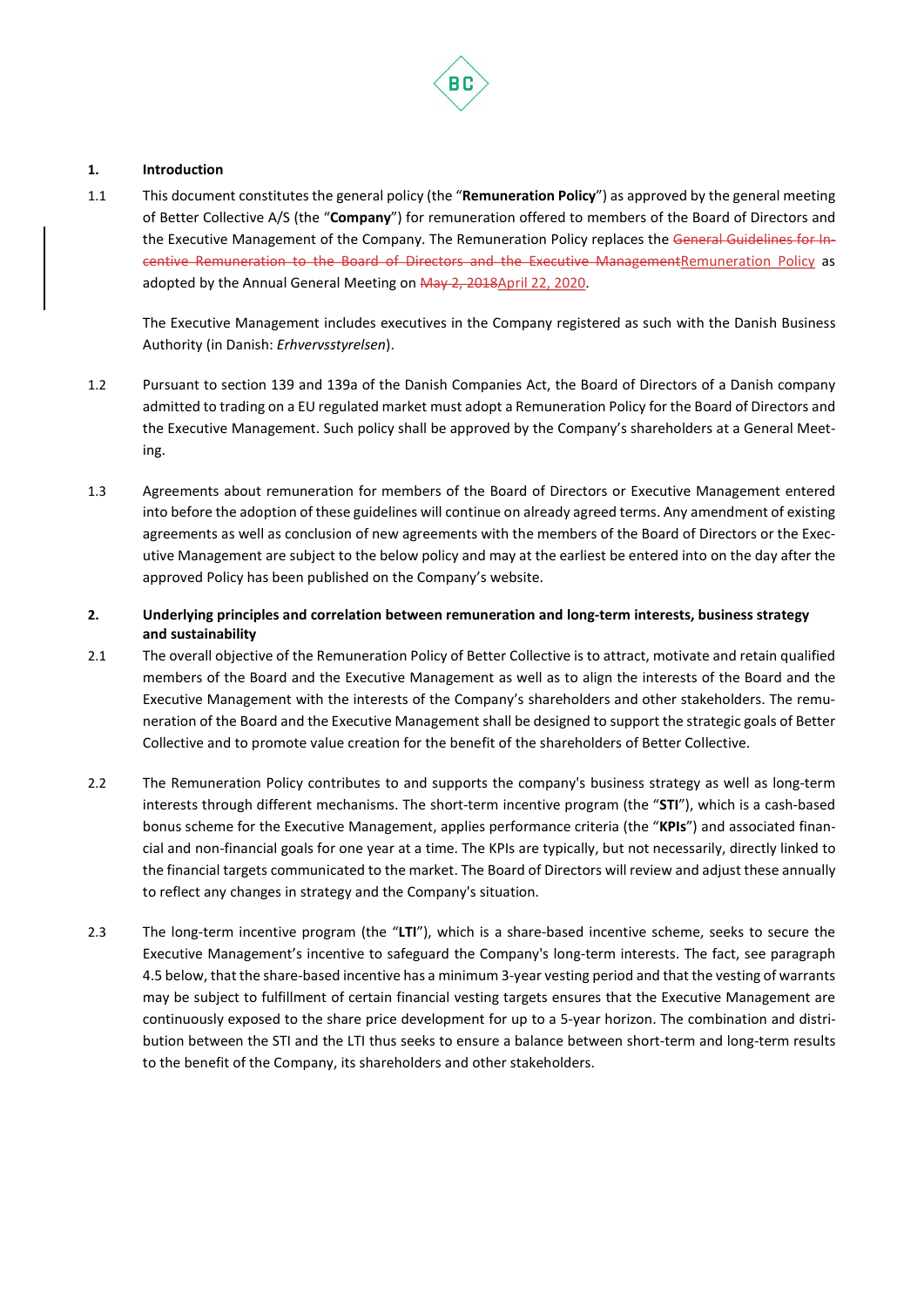## 1. Introduction

1.1 This document constitutes the general policy (the "**Remuneration Policy**") as approved by the general meeting of Better Collective A/S (the "**Company**") for remuneration offered to members of the Board of Directors and the Executive Management of the Company. The Remuneration Policy replaces the ~~General Guidelines for Incentive Remuneration to the Board of Directors and the Executive Management~~Remuneration Policy as adopted by the Annual General Meeting on ~~May 2, 2018~~April 22, 2020.

The Executive Management includes executives in the Company registered as such with the Danish Business Authority (in Danish: *Erhvervsstyrelsen*).

1.2 Pursuant to section 139 and 139a of the Danish Companies Act, the Board of Directors of a Danish company admitted to trading on a EU regulated market must adopt a Remuneration Policy for the Board of Directors and the Executive Management. Such policy shall be approved by the Company's shareholders at a General Meeting.

1.3 Agreements about remuneration for members of the Board of Directors or Executive Management entered into before the adoption of these guidelines will continue on already agreed terms. Any amendment of existing agreements as well as conclusion of new agreements with the members of the Board of Directors or the Executive Management are subject to the below policy and may at the earliest be entered into on the day after the approved Policy has been published on the Company's website.

## 2. Underlying principles and correlation between remuneration and long-term interests, business strategy and sustainability

2.1 The overall objective of the Remuneration Policy of Better Collective is to attract, motivate and retain qualified members of the Board and the Executive Management as well as to align the interests of the Board and the Executive Management with the interests of the Company's shareholders and other stakeholders. The remuneration of the Board and the Executive Management shall be designed to support the strategic goals of Better Collective and to promote value creation for the benefit of the shareholders of Better Collective.

2.2 The Remuneration Policy contributes to and supports the company's business strategy as well as long-term interests through different mechanisms. The short-term incentive program (the "**STI**"), which is a cash-based bonus scheme for the Executive Management, applies performance criteria (the "**KPIs**") and associated financial and non-financial goals for one year at a time. The KPIs are typically, but not necessarily, directly linked to the financial targets communicated to the market. The Board of Directors will review and adjust these annually to reflect any changes in strategy and the Company's situation.

2.3 The long-term incentive program (the "**LTI**"), which is a share-based incentive scheme, seeks to secure the Executive Management's incentive to safeguard the Company's long-term interests. The fact, see paragraph 4.5 below, that the share-based incentive has a minimum 3-year vesting period and that the vesting of warrants may be subject to fulfillment of certain financial vesting targets ensures that the Executive Management are continuously exposed to the share price development for up to a 5-year horizon. The combination and distribution between the STI and the LTI thus seeks to ensure a balance between short-term and long-term results to the benefit of the Company, its shareholders and other stakeholders.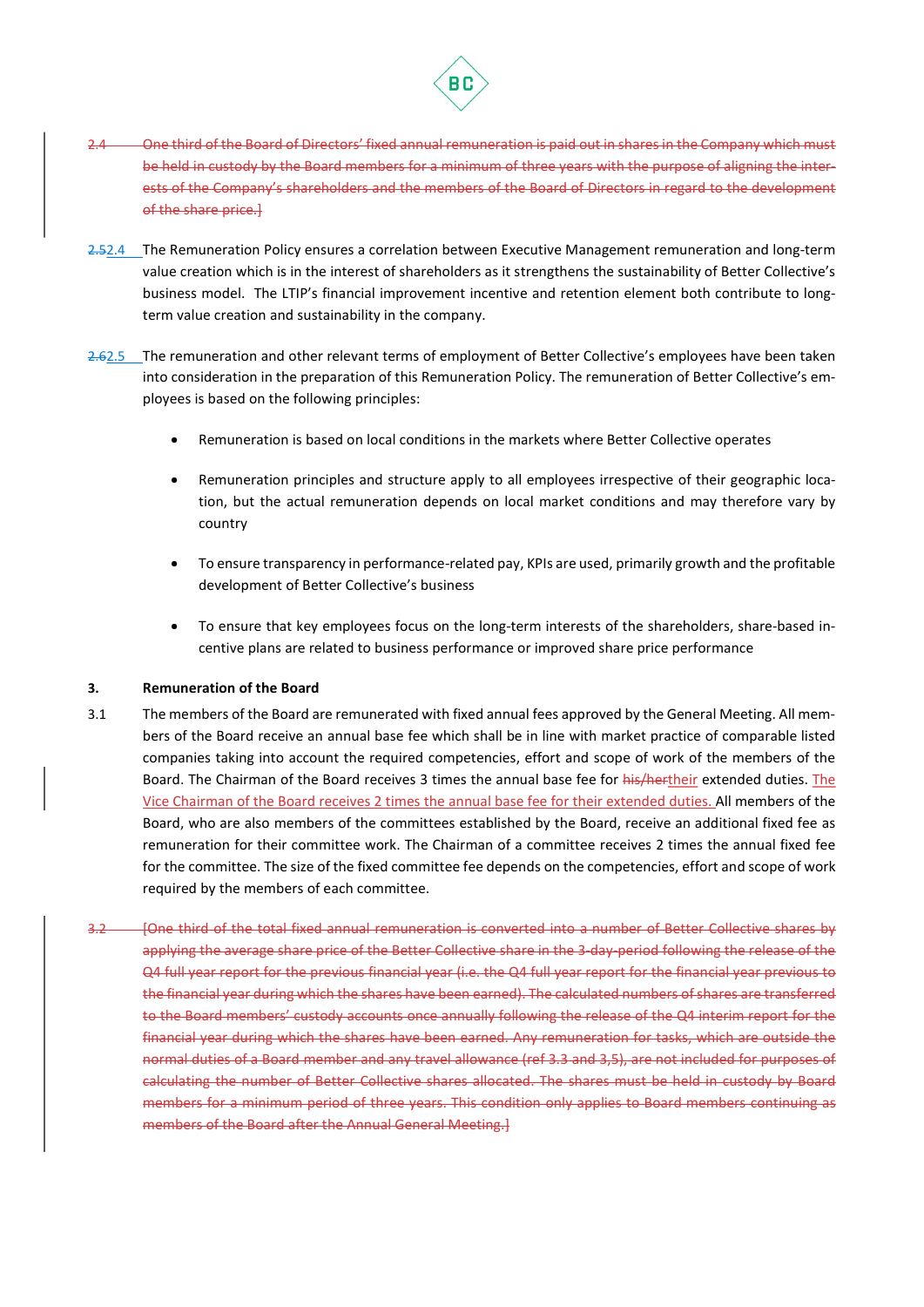2.4 ~~One third of the Board of Directors' fixed annual remuneration is paid out in shares in the Company which must be held in custody by the Board members for a minimum of three years with the purpose of aligning the interests of the Company's shareholders and the members of the Board of Directors in regard to the development of the share price.]~~

~~2.5~~2.4 The Remuneration Policy ensures a correlation between Executive Management remuneration and long-term value creation which is in the interest of shareholders as it strengthens the sustainability of Better Collective's business model. The LTIP's financial improvement incentive and retention element both contribute to long-term value creation and sustainability in the company.

~~2.6~~2.5 The remuneration and other relevant terms of employment of Better Collective's employees have been taken into consideration in the preparation of this Remuneration Policy. The remuneration of Better Collective's employees is based on the following principles:

- Remuneration is based on local conditions in the markets where Better Collective operates
- Remuneration principles and structure apply to all employees irrespective of their geographic location, but the actual remuneration depends on local market conditions and may therefore vary by country
- To ensure transparency in performance-related pay, KPIs are used, primarily growth and the profitable development of Better Collective's business
- To ensure that key employees focus on the long-term interests of the shareholders, share-based incentive plans are related to business performance or improved share price performance

## 3. Remuneration of the Board

3.1 The members of the Board are remunerated with fixed annual fees approved by the General Meeting. All members of the Board receive an annual base fee which shall be in line with market practice of comparable listed companies taking into account the required competencies, effort and scope of work of the members of the Board. The Chairman of the Board receives 3 times the annual base fee for ~~his/her~~their extended duties. The Vice Chairman of the Board receives 2 times the annual base fee for their extended duties. All members of the Board, who are also members of the committees established by the Board, receive an additional fixed fee as remuneration for their committee work. The Chairman of a committee receives 2 times the annual fixed fee for the committee. The size of the fixed committee fee depends on the competencies, effort and scope of work required by the members of each committee.

~~3.2 [One third of the total fixed annual remuneration is converted into a number of Better Collective shares by applying the average share price of the Better Collective share in the 3-day-period following the release of the Q4 full year report for the previous financial year (i.e. the Q4 full year report for the financial year previous to the financial year during which the shares have been earned). The calculated numbers of shares are transferred to the Board members' custody accounts once annually following the release of the Q4 interim report for the financial year during which the shares have been earned. Any remuneration for tasks, which are outside the normal duties of a Board member and any travel allowance (ref 3.3 and 3,5), are not included for purposes of calculating the number of Better Collective shares allocated. The shares must be held in custody by Board members for a minimum period of three years. This condition only applies to Board members continuing as members of the Board after the Annual General Meeting.]~~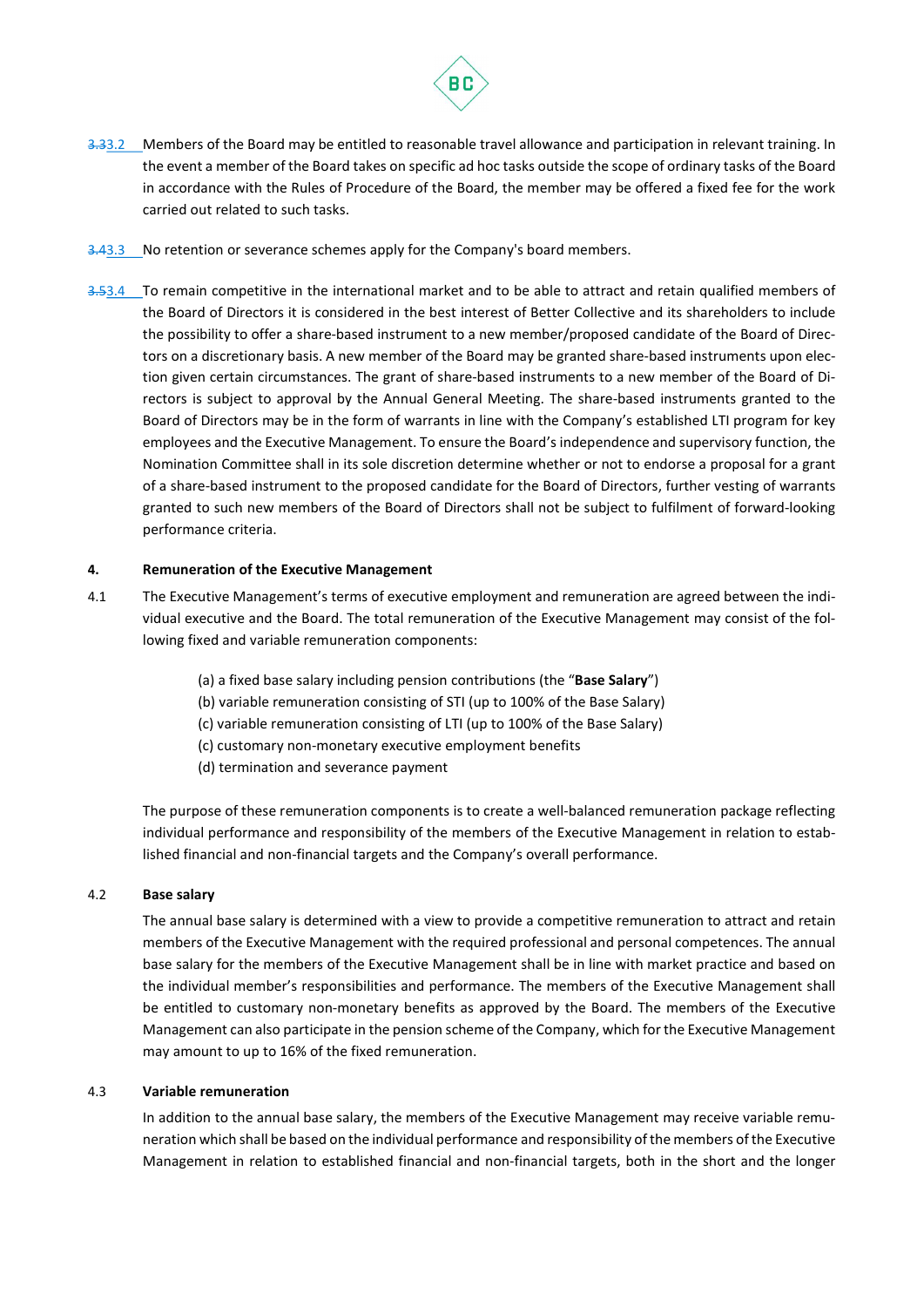3.33.2 Members of the Board may be entitled to reasonable travel allowance and participation in relevant training. In the event a member of the Board takes on specific ad hoc tasks outside the scope of ordinary tasks of the Board in accordance with the Rules of Procedure of the Board, the member may be offered a fixed fee for the work carried out related to such tasks.

3.43.3 No retention or severance schemes apply for the Company's board members.

3.53.4 To remain competitive in the international market and to be able to attract and retain qualified members of the Board of Directors it is considered in the best interest of Better Collective and its shareholders to include the possibility to offer a share-based instrument to a new member/proposed candidate of the Board of Directors on a discretionary basis. A new member of the Board may be granted share-based instruments upon election given certain circumstances. The grant of share-based instruments to a new member of the Board of Directors is subject to approval by the Annual General Meeting. The share-based instruments granted to the Board of Directors may be in the form of warrants in line with the Company's established LTI program for key employees and the Executive Management. To ensure the Board's independence and supervisory function, the Nomination Committee shall in its sole discretion determine whether or not to endorse a proposal for a grant of a share-based instrument to the proposed candidate for the Board of Directors, further vesting of warrants granted to such new members of the Board of Directors shall not be subject to fulfilment of forward-looking performance criteria.

## 4. Remuneration of the Executive Management

4.1 The Executive Management's terms of executive employment and remuneration are agreed between the individual executive and the Board. The total remuneration of the Executive Management may consist of the following fixed and variable remuneration components:

(a) a fixed base salary including pension contributions (the "**Base Salary**")
(b) variable remuneration consisting of STI (up to 100% of the Base Salary)
(c) variable remuneration consisting of LTI (up to 100% of the Base Salary)
(c) customary non-monetary executive employment benefits
(d) termination and severance payment

The purpose of these remuneration components is to create a well-balanced remuneration package reflecting individual performance and responsibility of the members of the Executive Management in relation to established financial and non-financial targets and the Company's overall performance.

### 4.2 Base salary

The annual base salary is determined with a view to provide a competitive remuneration to attract and retain members of the Executive Management with the required professional and personal competences. The annual base salary for the members of the Executive Management shall be in line with market practice and based on the individual member's responsibilities and performance. The members of the Executive Management shall be entitled to customary non-monetary benefits as approved by the Board. The members of the Executive Management can also participate in the pension scheme of the Company, which for the Executive Management may amount to up to 16% of the fixed remuneration.

### 4.3 Variable remuneration

In addition to the annual base salary, the members of the Executive Management may receive variable remuneration which shall be based on the individual performance and responsibility of the members of the Executive Management in relation to established financial and non-financial targets, both in the short and the longer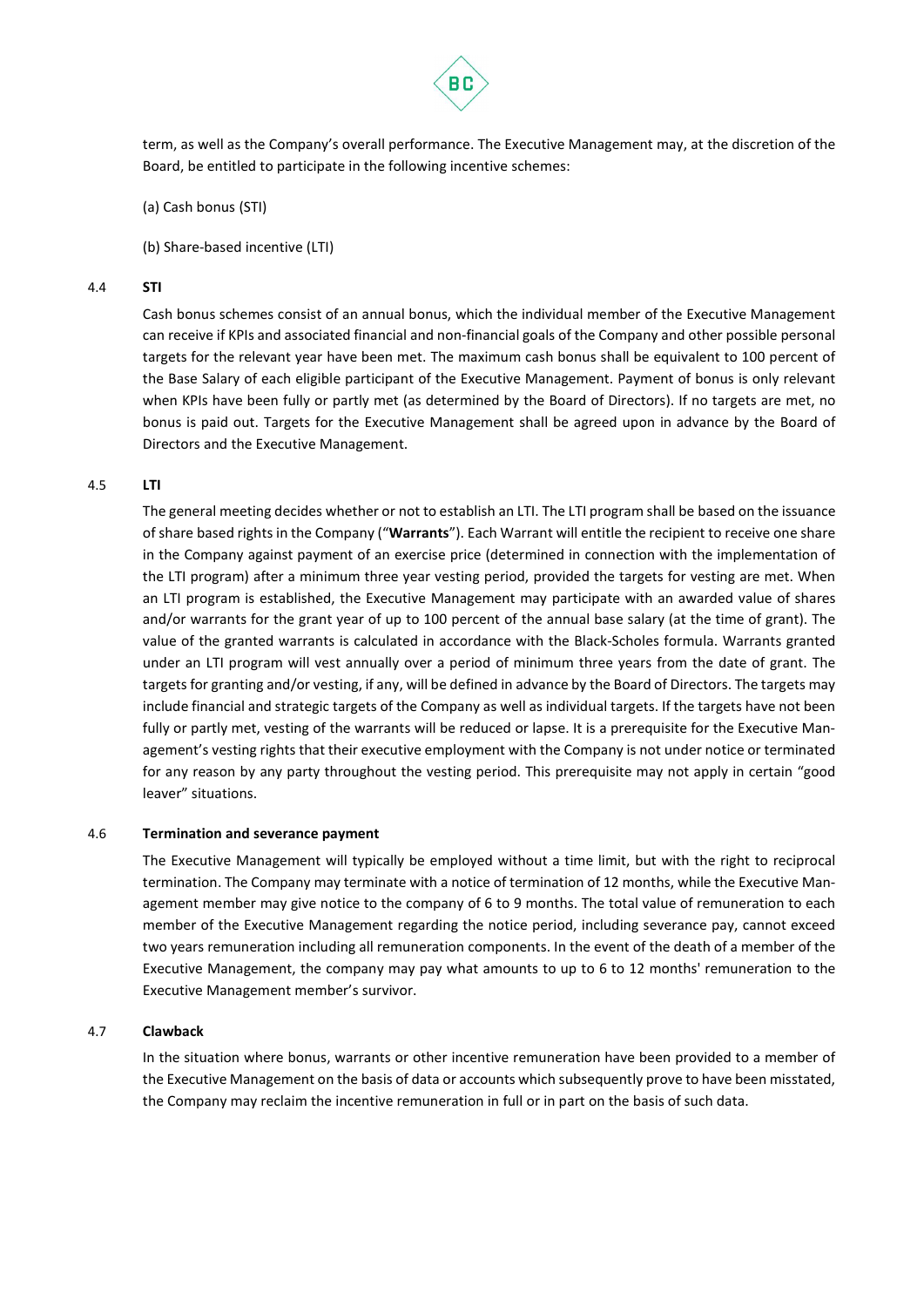term, as well as the Company's overall performance. The Executive Management may, at the discretion of the Board, be entitled to participate in the following incentive schemes:

(a) Cash bonus (STI)

(b) Share-based incentive (LTI)

## 4.4 STI

Cash bonus schemes consist of an annual bonus, which the individual member of the Executive Management can receive if KPIs and associated financial and non-financial goals of the Company and other possible personal targets for the relevant year have been met. The maximum cash bonus shall be equivalent to 100 percent of the Base Salary of each eligible participant of the Executive Management. Payment of bonus is only relevant when KPIs have been fully or partly met (as determined by the Board of Directors). If no targets are met, no bonus is paid out. Targets for the Executive Management shall be agreed upon in advance by the Board of Directors and the Executive Management.

## 4.5 LTI

The general meeting decides whether or not to establish an LTI. The LTI program shall be based on the issuance of share based rights in the Company ("**Warrants**"). Each Warrant will entitle the recipient to receive one share in the Company against payment of an exercise price (determined in connection with the implementation of the LTI program) after a minimum three year vesting period, provided the targets for vesting are met. When an LTI program is established, the Executive Management may participate with an awarded value of shares and/or warrants for the grant year of up to 100 percent of the annual base salary (at the time of grant). The value of the granted warrants is calculated in accordance with the Black-Scholes formula. Warrants granted under an LTI program will vest annually over a period of minimum three years from the date of grant. The targets for granting and/or vesting, if any, will be defined in advance by the Board of Directors. The targets may include financial and strategic targets of the Company as well as individual targets. If the targets have not been fully or partly met, vesting of the warrants will be reduced or lapse. It is a prerequisite for the Executive Management's vesting rights that their executive employment with the Company is not under notice or terminated for any reason by any party throughout the vesting period. This prerequisite may not apply in certain "good leaver" situations.

## 4.6 Termination and severance payment

The Executive Management will typically be employed without a time limit, but with the right to reciprocal termination. The Company may terminate with a notice of termination of 12 months, while the Executive Management member may give notice to the company of 6 to 9 months. The total value of remuneration to each member of the Executive Management regarding the notice period, including severance pay, cannot exceed two years remuneration including all remuneration components. In the event of the death of a member of the Executive Management, the company may pay what amounts to up to 6 to 12 months' remuneration to the Executive Management member's survivor.

## 4.7 Clawback

In the situation where bonus, warrants or other incentive remuneration have been provided to a member of the Executive Management on the basis of data or accounts which subsequently prove to have been misstated, the Company may reclaim the incentive remuneration in full or in part on the basis of such data.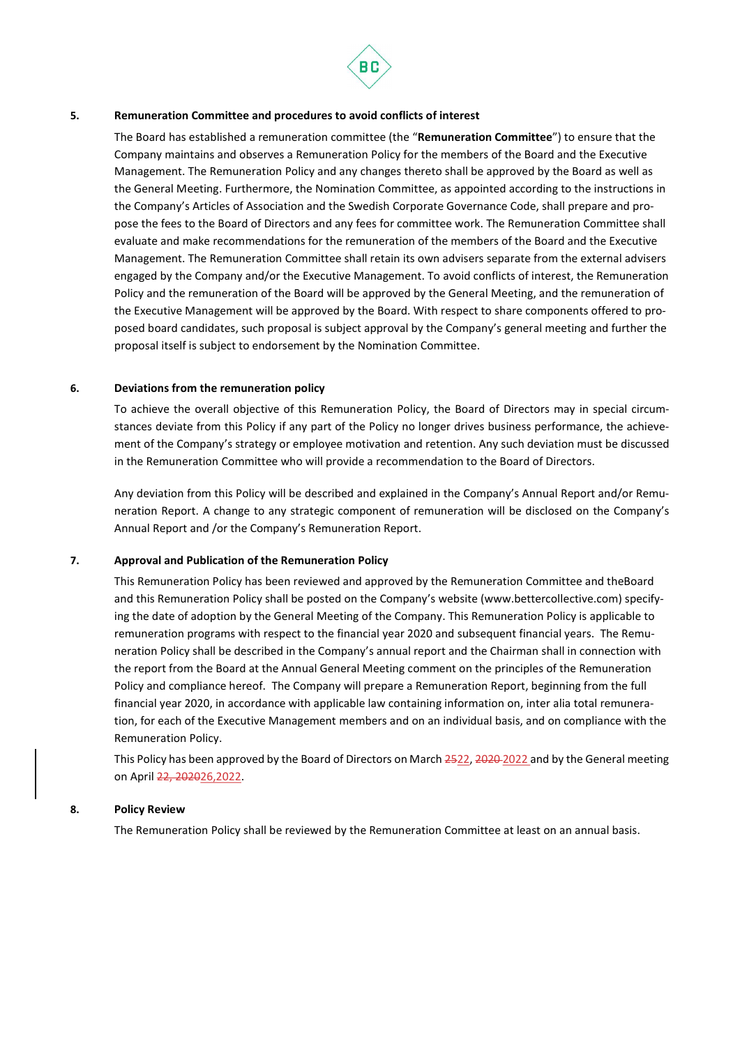## 5. Remuneration Committee and procedures to avoid conflicts of interest

The Board has established a remuneration committee (the "**Remuneration Committee**") to ensure that the Company maintains and observes a Remuneration Policy for the members of the Board and the Executive Management. The Remuneration Policy and any changes thereto shall be approved by the Board as well as the General Meeting. Furthermore, the Nomination Committee, as appointed according to the instructions in the Company's Articles of Association and the Swedish Corporate Governance Code, shall prepare and propose the fees to the Board of Directors and any fees for committee work. The Remuneration Committee shall evaluate and make recommendations for the remuneration of the members of the Board and the Executive Management. The Remuneration Committee shall retain its own advisers separate from the external advisers engaged by the Company and/or the Executive Management. To avoid conflicts of interest, the Remuneration Policy and the remuneration of the Board will be approved by the General Meeting, and the remuneration of the Executive Management will be approved by the Board. With respect to share components offered to proposed board candidates, such proposal is subject approval by the Company's general meeting and further the proposal itself is subject to endorsement by the Nomination Committee.

## 6. Deviations from the remuneration policy

To achieve the overall objective of this Remuneration Policy, the Board of Directors may in special circumstances deviate from this Policy if any part of the Policy no longer drives business performance, the achievement of the Company's strategy or employee motivation and retention. Any such deviation must be discussed in the Remuneration Committee who will provide a recommendation to the Board of Directors.

Any deviation from this Policy will be described and explained in the Company's Annual Report and/or Remuneration Report. A change to any strategic component of remuneration will be disclosed on the Company's Annual Report and /or the Company's Remuneration Report.

## 7. Approval and Publication of the Remuneration Policy

This Remuneration Policy has been reviewed and approved by the Remuneration Committee and theBoard and this Remuneration Policy shall be posted on the Company's website (www.bettercollective.com) specifying the date of adoption by the General Meeting of the Company. This Remuneration Policy is applicable to remuneration programs with respect to the financial year 2020 and subsequent financial years. The Remuneration Policy shall be described in the Company's annual report and the Chairman shall in connection with the report from the Board at the Annual General Meeting comment on the principles of the Remuneration Policy and compliance hereof. The Company will prepare a Remuneration Report, beginning from the full financial year 2020, in accordance with applicable law containing information on, inter alia total remuneration, for each of the Executive Management members and on an individual basis, and on compliance with the Remuneration Policy.

This Policy has been approved by the Board of Directors on March ~~25~~22, ~~2020~~ 2022 and by the General meeting on April ~~22, 2020~~26,2022.

## 8. Policy Review

The Remuneration Policy shall be reviewed by the Remuneration Committee at least on an annual basis.